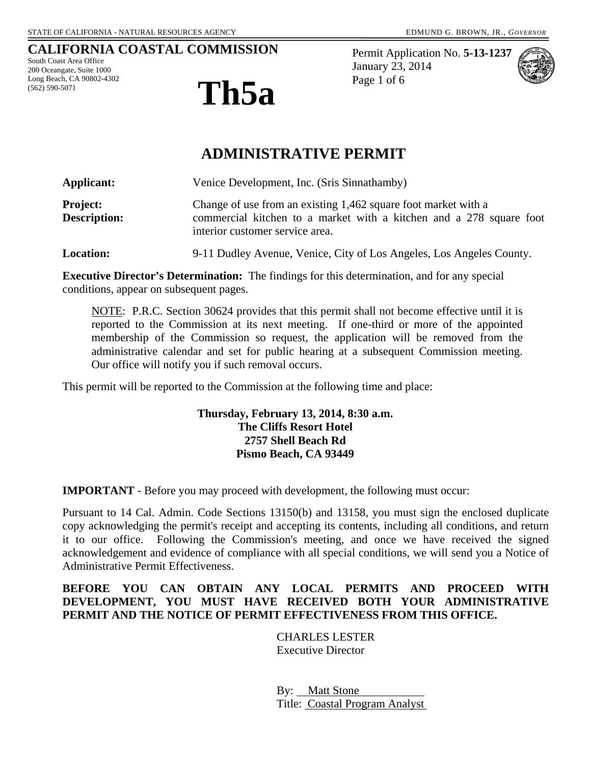STATE OF CALIFORNIA - NATURAL RESOURCES AGENCY

EDMUND G. BROWN, JR., *GOVERNOR*

**CALIFORNIA COASTAL COMMISSION**
South Coast Area Office
200 Oceangate, Suite 1000
Long Beach, CA 90802-4302
(562) 590-5071

# Th5a

Permit Application No. **5-13-1237**
January 23, 2014
Page 1 of 6

## ADMINISTRATIVE PERMIT

**Applicant:** Venice Development, Inc. (Sris Sinnathamby)

**Project: Description:** Change of use from an existing 1,462 square foot market with a commercial kitchen to a market with a kitchen and a 278 square foot interior customer service area.

**Location:** 9-11 Dudley Avenue, Venice, City of Los Angeles, Los Angeles County.

**Executive Director's Determination:** The findings for this determination, and for any special conditions, appear on subsequent pages.

> NOTE: P.R.C. Section 30624 provides that this permit shall not become effective until it is reported to the Commission at its next meeting. If one-third or more of the appointed membership of the Commission so request, the application will be removed from the administrative calendar and set for public hearing at a subsequent Commission meeting. Our office will notify you if such removal occurs.

This permit will be reported to the Commission at the following time and place:

**Thursday, February 13, 2014, 8:30 a.m.**
**The Cliffs Resort Hotel**
**2757 Shell Beach Rd**
**Pismo Beach, CA 93449**

**IMPORTANT** - Before you may proceed with development, the following must occur:

Pursuant to 14 Cal. Admin. Code Sections 13150(b) and 13158, you must sign the enclosed duplicate copy acknowledging the permit's receipt and accepting its contents, including all conditions, and return it to our office. Following the Commission's meeting, and once we have received the signed acknowledgement and evidence of compliance with all special conditions, we will send you a Notice of Administrative Permit Effectiveness.

**BEFORE YOU CAN OBTAIN ANY LOCAL PERMITS AND PROCEED WITH DEVELOPMENT, YOU MUST HAVE RECEIVED BOTH YOUR ADMINISTRATIVE PERMIT AND THE NOTICE OF PERMIT EFFECTIVENESS FROM THIS OFFICE.**

CHARLES LESTER
Executive Director

By: Matt Stone
Title: Coastal Program Analyst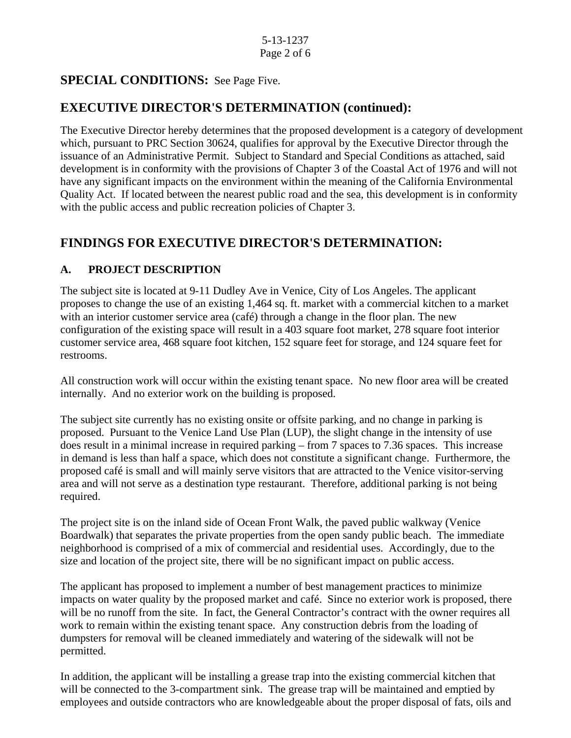**SPECIAL CONDITIONS:** See Page Five.

## EXECUTIVE DIRECTOR'S DETERMINATION (continued):

The Executive Director hereby determines that the proposed development is a category of development which, pursuant to PRC Section 30624, qualifies for approval by the Executive Director through the issuance of an Administrative Permit. Subject to Standard and Special Conditions as attached, said development is in conformity with the provisions of Chapter 3 of the Coastal Act of 1976 and will not have any significant impacts on the environment within the meaning of the California Environmental Quality Act. If located between the nearest public road and the sea, this development is in conformity with the public access and public recreation policies of Chapter 3.

## FINDINGS FOR EXECUTIVE DIRECTOR'S DETERMINATION:

### A. PROJECT DESCRIPTION

The subject site is located at 9-11 Dudley Ave in Venice, City of Los Angeles. The applicant proposes to change the use of an existing 1,464 sq. ft. market with a commercial kitchen to a market with an interior customer service area (café) through a change in the floor plan. The new configuration of the existing space will result in a 403 square foot market, 278 square foot interior customer service area, 468 square foot kitchen, 152 square feet for storage, and 124 square feet for restrooms.

All construction work will occur within the existing tenant space. No new floor area will be created internally. And no exterior work on the building is proposed.

The subject site currently has no existing onsite or offsite parking, and no change in parking is proposed. Pursuant to the Venice Land Use Plan (LUP), the slight change in the intensity of use does result in a minimal increase in required parking – from 7 spaces to 7.36 spaces. This increase in demand is less than half a space, which does not constitute a significant change. Furthermore, the proposed café is small and will mainly serve visitors that are attracted to the Venice visitor-serving area and will not serve as a destination type restaurant. Therefore, additional parking is not being required.

The project site is on the inland side of Ocean Front Walk, the paved public walkway (Venice Boardwalk) that separates the private properties from the open sandy public beach. The immediate neighborhood is comprised of a mix of commercial and residential uses. Accordingly, due to the size and location of the project site, there will be no significant impact on public access.

The applicant has proposed to implement a number of best management practices to minimize impacts on water quality by the proposed market and café. Since no exterior work is proposed, there will be no runoff from the site. In fact, the General Contractor's contract with the owner requires all work to remain within the existing tenant space. Any construction debris from the loading of dumpsters for removal will be cleaned immediately and watering of the sidewalk will not be permitted.

In addition, the applicant will be installing a grease trap into the existing commercial kitchen that will be connected to the 3-compartment sink. The grease trap will be maintained and emptied by employees and outside contractors who are knowledgeable about the proper disposal of fats, oils and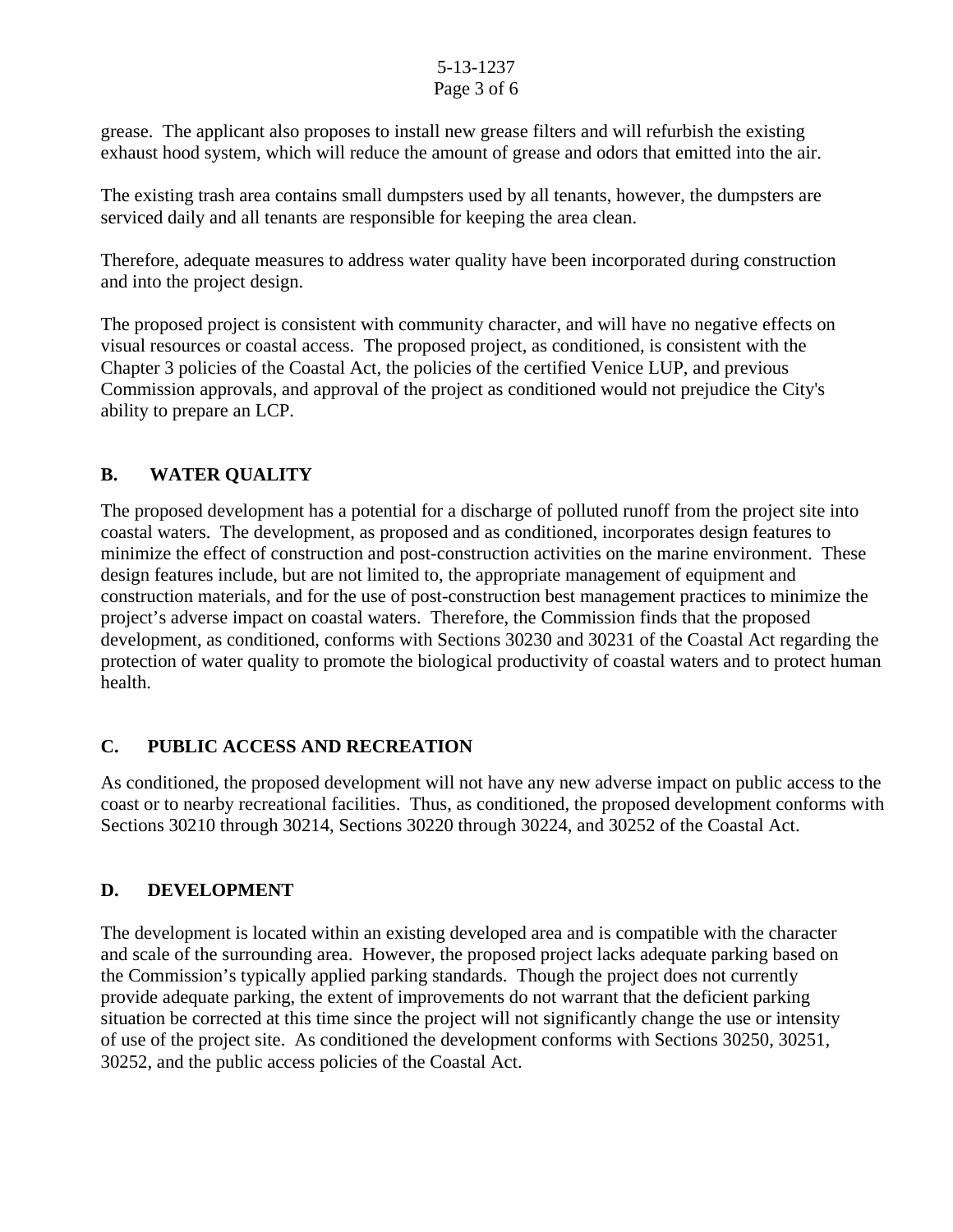grease. The applicant also proposes to install new grease filters and will refurbish the existing exhaust hood system, which will reduce the amount of grease and odors that emitted into the air.

The existing trash area contains small dumpsters used by all tenants, however, the dumpsters are serviced daily and all tenants are responsible for keeping the area clean.

Therefore, adequate measures to address water quality have been incorporated during construction and into the project design.

The proposed project is consistent with community character, and will have no negative effects on visual resources or coastal access. The proposed project, as conditioned, is consistent with the Chapter 3 policies of the Coastal Act, the policies of the certified Venice LUP, and previous Commission approvals, and approval of the project as conditioned would not prejudice the City's ability to prepare an LCP.

## B. WATER QUALITY

The proposed development has a potential for a discharge of polluted runoff from the project site into coastal waters. The development, as proposed and as conditioned, incorporates design features to minimize the effect of construction and post-construction activities on the marine environment. These design features include, but are not limited to, the appropriate management of equipment and construction materials, and for the use of post-construction best management practices to minimize the project's adverse impact on coastal waters. Therefore, the Commission finds that the proposed development, as conditioned, conforms with Sections 30230 and 30231 of the Coastal Act regarding the protection of water quality to promote the biological productivity of coastal waters and to protect human health.

## C. PUBLIC ACCESS AND RECREATION

As conditioned, the proposed development will not have any new adverse impact on public access to the coast or to nearby recreational facilities. Thus, as conditioned, the proposed development conforms with Sections 30210 through 30214, Sections 30220 through 30224, and 30252 of the Coastal Act.

## D. DEVELOPMENT

The development is located within an existing developed area and is compatible with the character and scale of the surrounding area. However, the proposed project lacks adequate parking based on the Commission's typically applied parking standards. Though the project does not currently provide adequate parking, the extent of improvements do not warrant that the deficient parking situation be corrected at this time since the project will not significantly change the use or intensity of use of the project site. As conditioned the development conforms with Sections 30250, 30251, 30252, and the public access policies of the Coastal Act.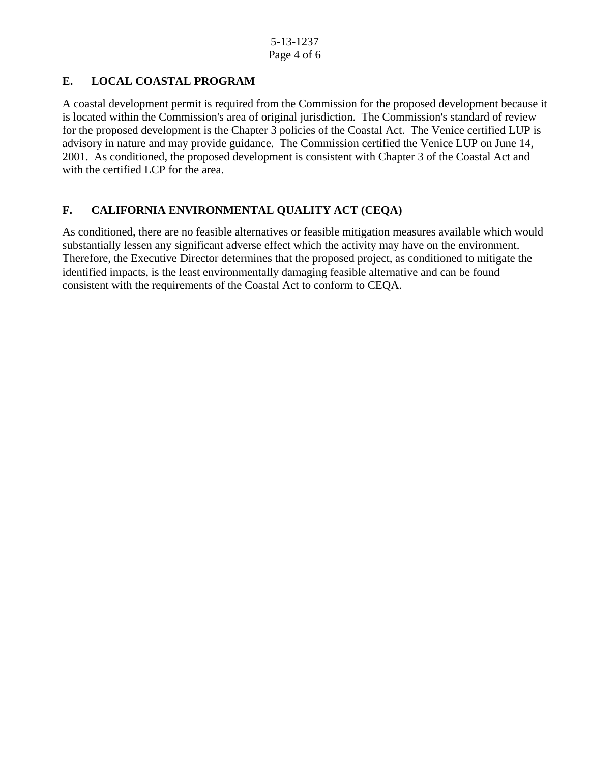## E. LOCAL COASTAL PROGRAM

A coastal development permit is required from the Commission for the proposed development because it is located within the Commission's area of original jurisdiction. The Commission's standard of review for the proposed development is the Chapter 3 policies of the Coastal Act. The Venice certified LUP is advisory in nature and may provide guidance. The Commission certified the Venice LUP on June 14, 2001. As conditioned, the proposed development is consistent with Chapter 3 of the Coastal Act and with the certified LCP for the area.

## F. CALIFORNIA ENVIRONMENTAL QUALITY ACT (CEQA)

As conditioned, there are no feasible alternatives or feasible mitigation measures available which would substantially lessen any significant adverse effect which the activity may have on the environment. Therefore, the Executive Director determines that the proposed project, as conditioned to mitigate the identified impacts, is the least environmentally damaging feasible alternative and can be found consistent with the requirements of the Coastal Act to conform to CEQA.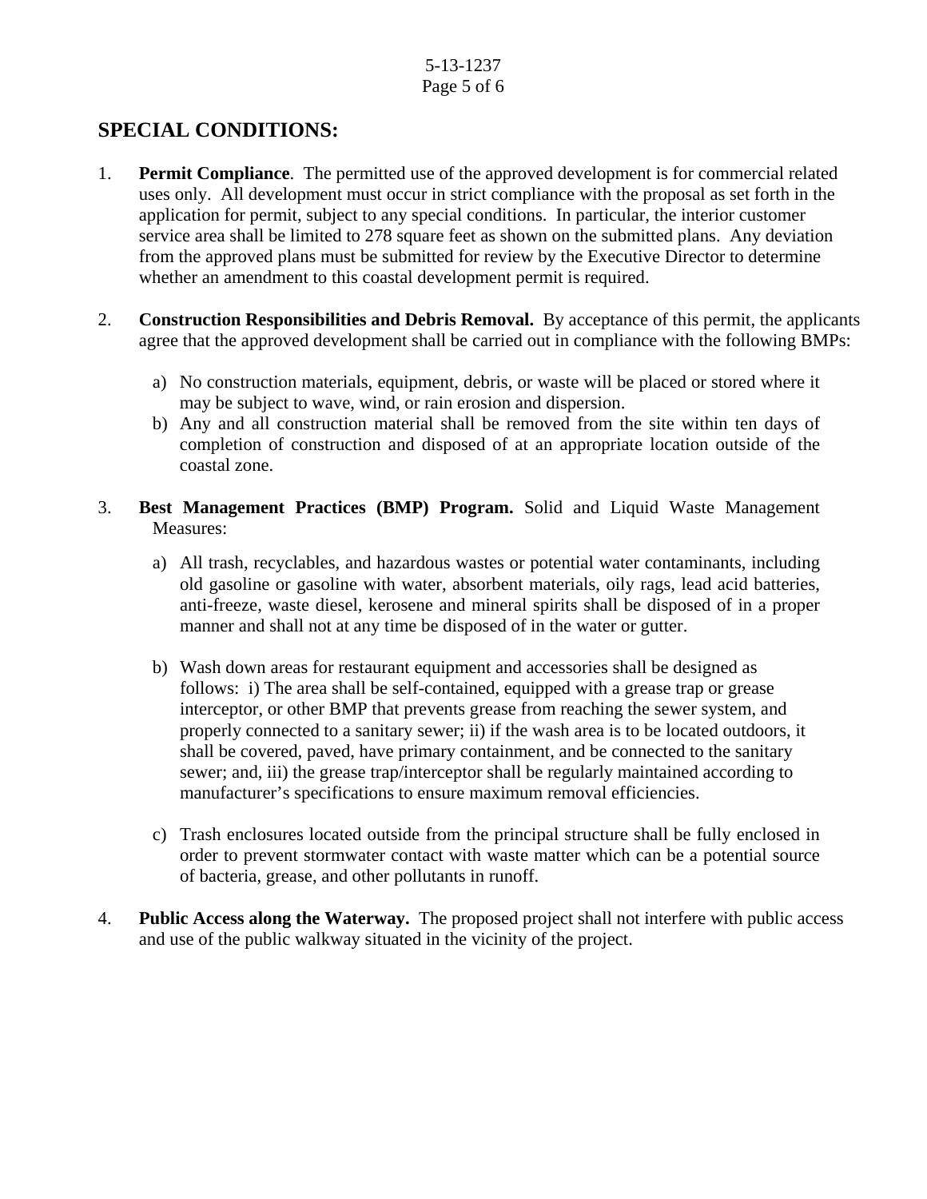## SPECIAL CONDITIONS:

1. **Permit Compliance**. The permitted use of the approved development is for commercial related uses only. All development must occur in strict compliance with the proposal as set forth in the application for permit, subject to any special conditions. In particular, the interior customer service area shall be limited to 278 square feet as shown on the submitted plans. Any deviation from the approved plans must be submitted for review by the Executive Director to determine whether an amendment to this coastal development permit is required.

2. **Construction Responsibilities and Debris Removal.** By acceptance of this permit, the applicants agree that the approved development shall be carried out in compliance with the following BMPs:

   a) No construction materials, equipment, debris, or waste will be placed or stored where it may be subject to wave, wind, or rain erosion and dispersion.
   b) Any and all construction material shall be removed from the site within ten days of completion of construction and disposed of at an appropriate location outside of the coastal zone.

3. **Best Management Practices (BMP) Program.** Solid and Liquid Waste Management Measures:

   a) All trash, recyclables, and hazardous wastes or potential water contaminants, including old gasoline or gasoline with water, absorbent materials, oily rags, lead acid batteries, anti-freeze, waste diesel, kerosene and mineral spirits shall be disposed of in a proper manner and shall not at any time be disposed of in the water or gutter.

   b) Wash down areas for restaurant equipment and accessories shall be designed as follows: i) The area shall be self-contained, equipped with a grease trap or grease interceptor, or other BMP that prevents grease from reaching the sewer system, and properly connected to a sanitary sewer; ii) if the wash area is to be located outdoors, it shall be covered, paved, have primary containment, and be connected to the sanitary sewer; and, iii) the grease trap/interceptor shall be regularly maintained according to manufacturer's specifications to ensure maximum removal efficiencies.

   c) Trash enclosures located outside from the principal structure shall be fully enclosed in order to prevent stormwater contact with waste matter which can be a potential source of bacteria, grease, and other pollutants in runoff.

4. **Public Access along the Waterway.** The proposed project shall not interfere with public access and use of the public walkway situated in the vicinity of the project.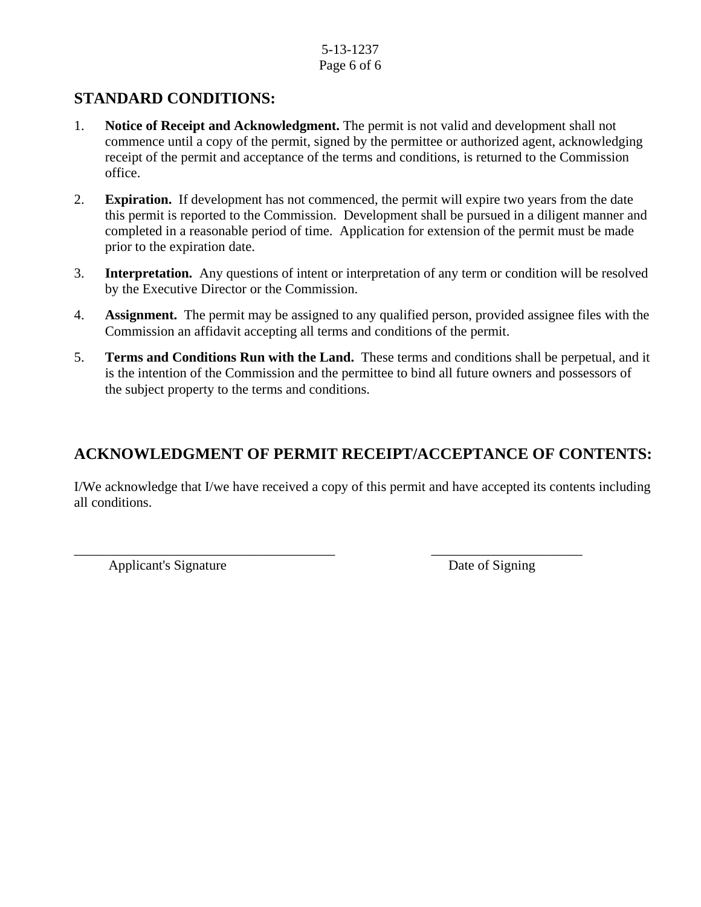## STANDARD CONDITIONS:

1. **Notice of Receipt and Acknowledgment.** The permit is not valid and development shall not commence until a copy of the permit, signed by the permittee or authorized agent, acknowledging receipt of the permit and acceptance of the terms and conditions, is returned to the Commission office.

2. **Expiration.** If development has not commenced, the permit will expire two years from the date this permit is reported to the Commission. Development shall be pursued in a diligent manner and completed in a reasonable period of time. Application for extension of the permit must be made prior to the expiration date.

3. **Interpretation.** Any questions of intent or interpretation of any term or condition will be resolved by the Executive Director or the Commission.

4. **Assignment.** The permit may be assigned to any qualified person, provided assignee files with the Commission an affidavit accepting all terms and conditions of the permit.

5. **Terms and Conditions Run with the Land.** These terms and conditions shall be perpetual, and it is the intention of the Commission and the permittee to bind all future owners and possessors of the subject property to the terms and conditions.

## ACKNOWLEDGMENT OF PERMIT RECEIPT/ACCEPTANCE OF CONTENTS:

I/We acknowledge that I/we have received a copy of this permit and have accepted its contents including all conditions.

_______________________________________ ______________________

Applicant's Signature Date of Signing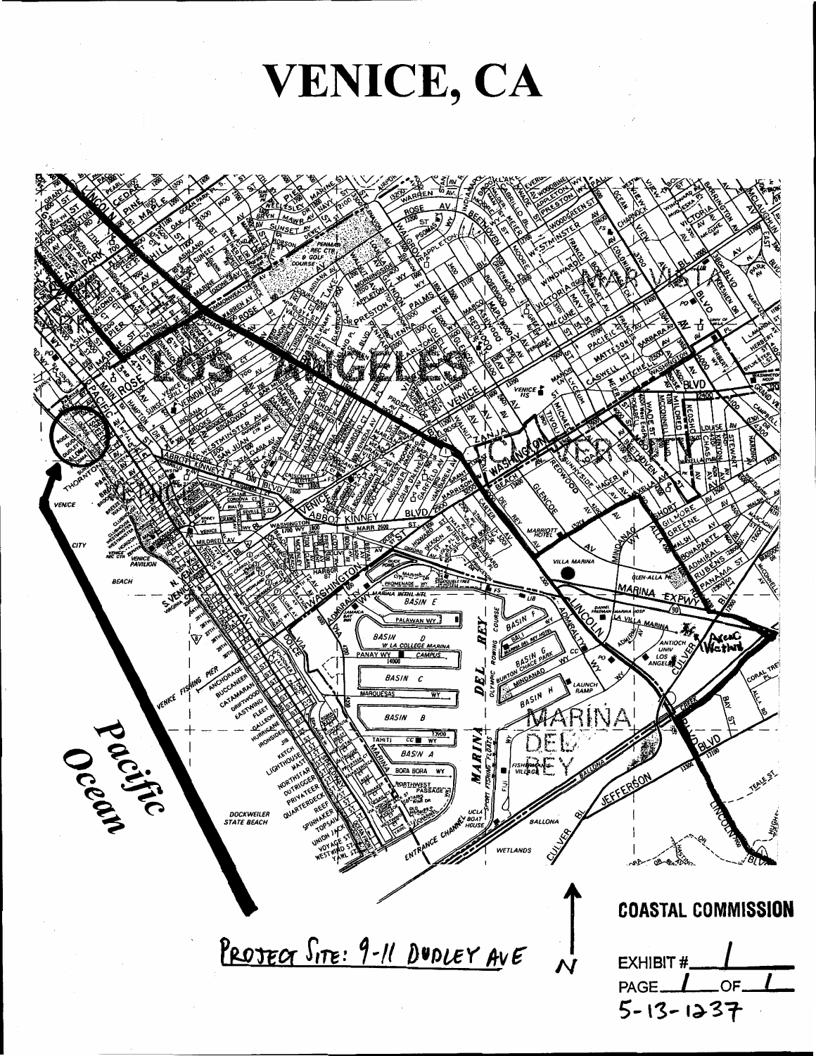# VENICE, CA

PROJECT SITE: 9-11 DUDLEY AVE

**COASTAL COMMISSION**

EXHIBIT # 1

PAGE 1 OF 1

5-13-1237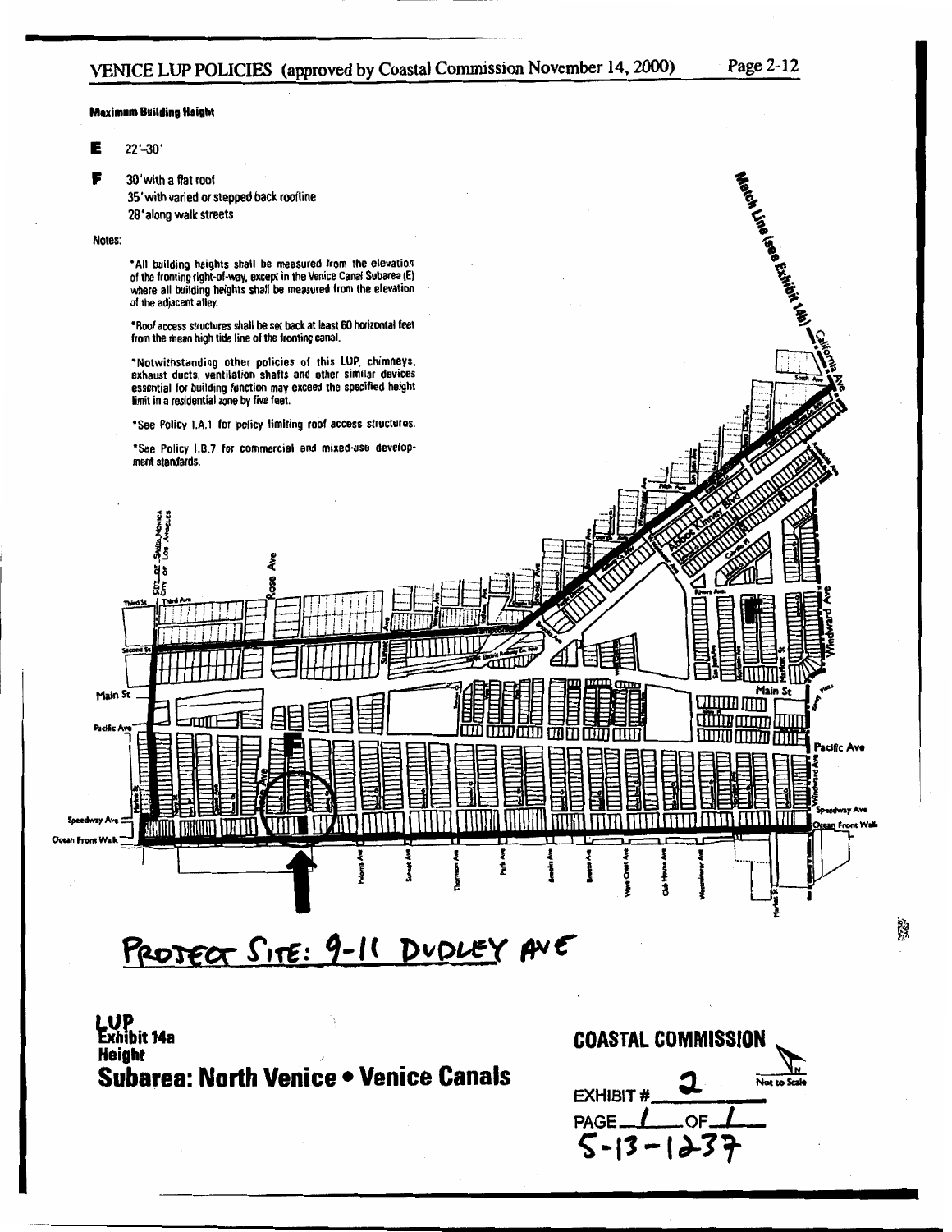# VENICE LUP POLICIES (approved by Coastal Commission November 14, 2000)

**Maximum Building Height**

**E** 22'-30'

**F** 30' with a flat roof
35' with varied or stepped back roofline
28' along walk streets

Notes:

- All building heights shall be measured from the elevation of the fronting right-of-way, except in the Venice Canal Subarea (E) where all building heights shall be measured from the elevation of the adjacent alley.
- Roof access structures shall be set back at least 60 horizontal feet from the mean high tide line of the fronting canal.
- Notwithstanding other policies of this LUP, chimneys, exhaust ducts, ventilation shafts and other similar devices essential for building function may exceed the specified height limit in a residential zone by five feet.
- See Policy I.A.1 for policy limiting roof access structures.
- See Policy I.B.7 for commercial and mixed-use development standards.

Match Line (see Exhibit 14b)

PROJECT SITE: 9-11 DUDLEY AVE

**LUP Exhibit 14a**
**Height**
**Subarea: North Venice • Venice Canals**

**COASTAL COMMISSION**

EXHIBIT # 2
PAGE 1 OF 1
5-13-1237

N
Not to Scale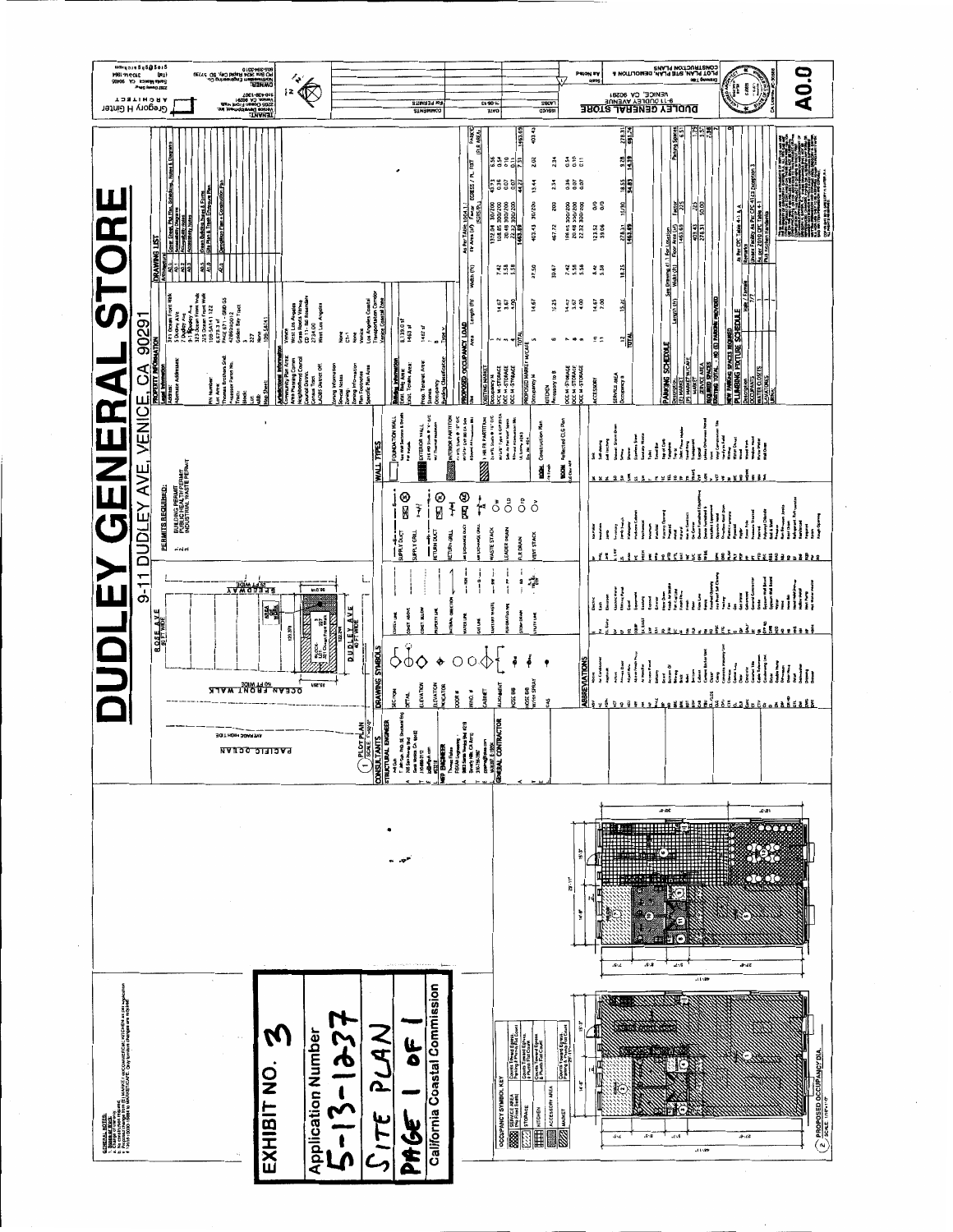# DUDLEY GENERAL STORE

## 9-11 DUDLEY AVE, VENICE, CA 90291

EXHIBIT NO. 3

Application Number
5-13-1237

SITE PLAN

PAGE 1 OF 1

California Coastal Commission

PERMITS REQUIRED:

1. BUILDING PERMIT
2. PUBLIC HEALTH PERMIT
3. INDUSTRIAL WASTE PERMIT

PROPERTY INFORMATION

PROPOSED OCCUPANCY LOAD

PARKING SCHEDULE

PLUMBING FIXTURE SCHEDULE

DRAWING LIST

DRAWING SYMBOLS

ABBREVIATIONS

WALL TYPES

CONSULTANTS

OCCUPANCY SYMBOL KEY

1 PLOT PLAN

2 PROPOSED OCCUPANCY DIA.

PACIFIC OCEAN

OCEAN FRONT WALK

ROSE AVE

DUDLEY AVE

SPEEDWAY

Gregory H Ginter ARCHITECT

DUDLEY GENERAL STORE
9-11 DUDLEY AVENUE
VENICE, CA 90291

CONSTRUCTION PLANS
PLOT PLAN, SITE PLAN, DEMOLITION &

A0.0